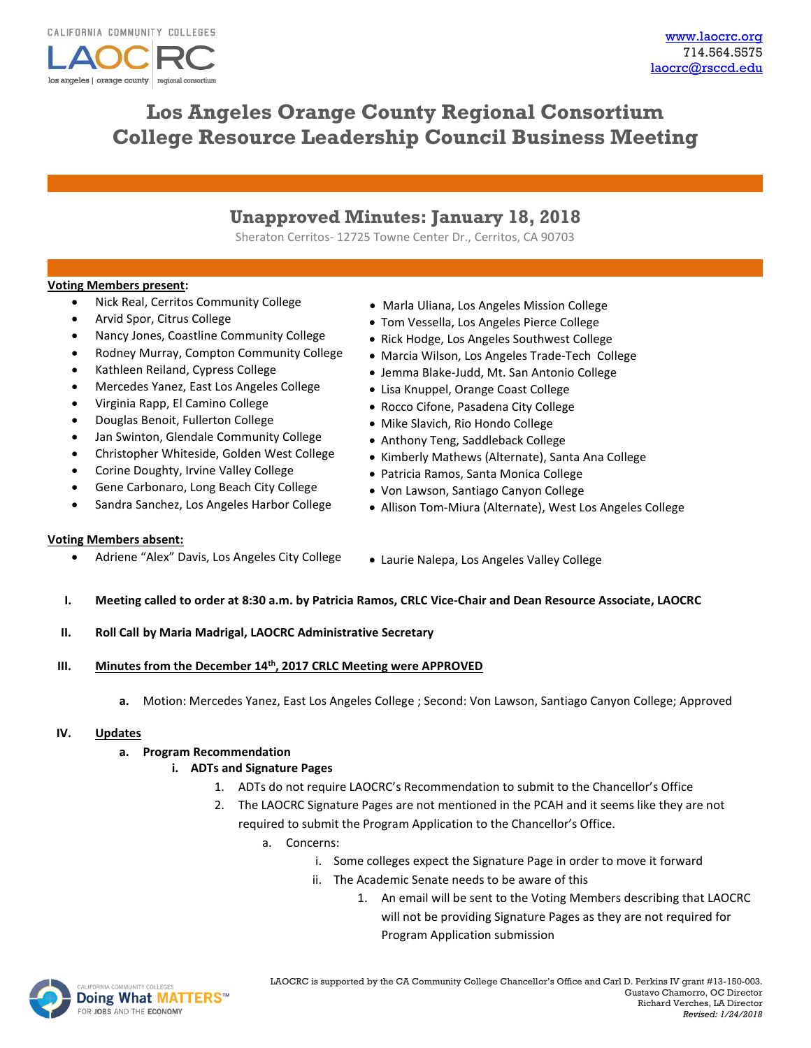# Los Angeles Orange County Regional Consortium College Resource Leadership Council Business Meeting

## Unapproved Minutes: January 18, 2018

Sheraton Cerritos- 12725 Towne Center Dr., Cerritos, CA 90703

**Voting Members present:**

- Nick Real, Cerritos Community College
- Arvid Spor, Citrus College
- Nancy Jones, Coastline Community College
- Rodney Murray, Compton Community College
- Kathleen Reiland, Cypress College
- Mercedes Yanez, East Los Angeles College
- Virginia Rapp, El Camino College
- Douglas Benoit, Fullerton College
- Jan Swinton, Glendale Community College
- Christopher Whiteside, Golden West College
- Corine Doughty, Irvine Valley College
- Gene Carbonaro, Long Beach City College
- Sandra Sanchez, Los Angeles Harbor College
- Marla Uliana, Los Angeles Mission College
- Tom Vessella, Los Angeles Pierce College
- Rick Hodge, Los Angeles Southwest College
- Marcia Wilson, Los Angeles Trade-Tech College
- Jemma Blake-Judd, Mt. San Antonio College
- Lisa Knuppel, Orange Coast College
- Rocco Cifone, Pasadena City College
- Mike Slavich, Rio Hondo College
- Anthony Teng, Saddleback College
- Kimberly Mathews (Alternate), Santa Ana College
- Patricia Ramos, Santa Monica College
- Von Lawson, Santiago Canyon College
- Allison Tom-Miura (Alternate), West Los Angeles College

**Voting Members absent:**

- Adriene “Alex” Davis, Los Angeles City College
- Laurie Nalepa, Los Angeles Valley College

I. **Meeting called to order at 8:30 a.m. by Patricia Ramos, CRLC Vice-Chair and Dean Resource Associate, LAOCRC**

II. **Roll Call by Maria Madrigal, LAOCRC Administrative Secretary**

III. **Minutes from the December 14th, 2017 CRLC Meeting were APPROVED**

   a. Motion: Mercedes Yanez, East Los Angeles College ; Second: Von Lawson, Santiago Canyon College; Approved

IV. **Updates**

   a. **Program Recommendation**

      i. **ADTs and Signature Pages**

         1. ADTs do not require LAOCRC’s Recommendation to submit to the Chancellor’s Office
         2. The LAOCRC Signature Pages are not mentioned in the PCAH and it seems like they are not required to submit the Program Application to the Chancellor’s Office.

            a. Concerns:

               i. Some colleges expect the Signature Page in order to move it forward
               ii. The Academic Senate needs to be aware of this

                  1. An email will be sent to the Voting Members describing that LAOCRC will not be providing Signature Pages as they are not required for Program Application submission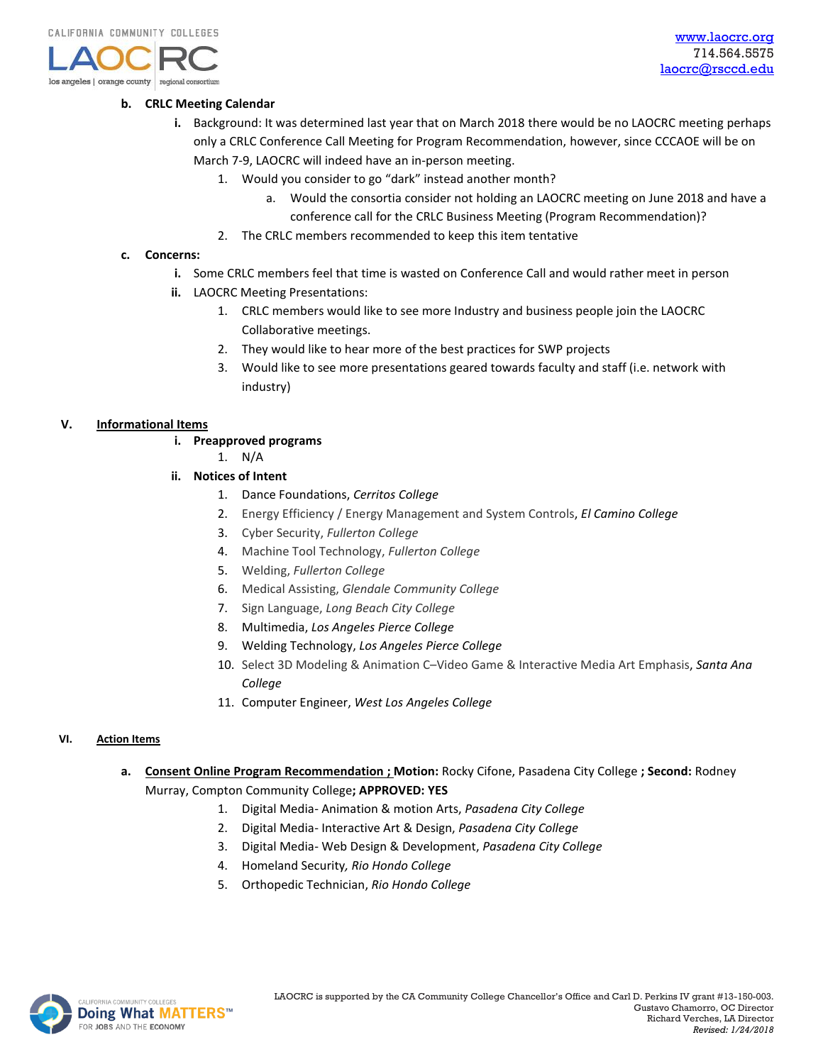b. **CRLC Meeting Calendar**

   i. Background: It was determined last year that on March 2018 there would be no LAOCRC meeting perhaps only a CRLC Conference Call Meeting for Program Recommendation, however, since CCCAOE will be on March 7-9, LAOCRC will indeed have an in-person meeting.

      1. Would you consider to go "dark" instead another month?
         a. Would the consortia consider not holding an LAOCRC meeting on June 2018 and have a conference call for the CRLC Business Meeting (Program Recommendation)?
      2. The CRLC members recommended to keep this item tentative

c. **Concerns:**

   i. Some CRLC members feel that time is wasted on Conference Call and would rather meet in person

   ii. LAOCRC Meeting Presentations:

      1. CRLC members would like to see more Industry and business people join the LAOCRC Collaborative meetings.
      2. They would like to hear more of the best practices for SWP projects
      3. Would like to see more presentations geared towards faculty and staff (i.e. network with industry)

## V. Informational Items

i. **Preapproved programs**

   1. N/A

ii. **Notices of Intent**

   1. Dance Foundations, *Cerritos College*
   2. Energy Efficiency / Energy Management and System Controls, *El Camino College*
   3. Cyber Security, *Fullerton College*
   4. Machine Tool Technology, *Fullerton College*
   5. Welding, *Fullerton College*
   6. Medical Assisting, *Glendale Community College*
   7. Sign Language, *Long Beach City College*
   8. Multimedia, *Los Angeles Pierce College*
   9. Welding Technology, *Los Angeles Pierce College*
   10. Select 3D Modeling & Animation C–Video Game & Interactive Media Art Emphasis, *Santa Ana College*
   11. Computer Engineer, *West Los Angeles College*

## VI. Action Items

a. **Consent Online Program Recommendation ; Motion:** Rocky Cifone, Pasadena City College **; Second:** Rodney Murray, Compton Community College**; APPROVED: YES**

   1. Digital Media- Animation & motion Arts, *Pasadena City College*
   2. Digital Media- Interactive Art & Design, *Pasadena City College*
   3. Digital Media- Web Design & Development, *Pasadena City College*
   4. Homeland Security, *Rio Hondo College*
   5. Orthopedic Technician, *Rio Hondo College*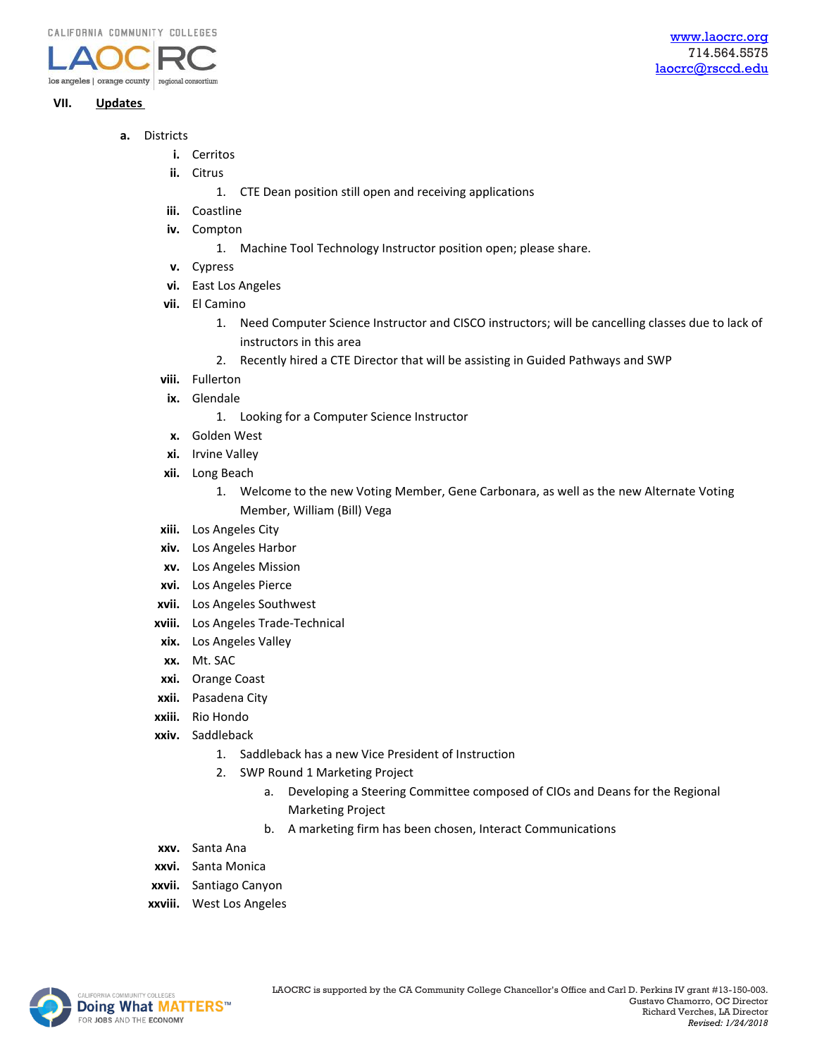## VII. Updates

a. Districts

   i. Cerritos

   ii. Citrus

      1. CTE Dean position still open and receiving applications

   iii. Coastline

   iv. Compton

      1. Machine Tool Technology Instructor position open; please share.

   v. Cypress

   vi. East Los Angeles

   vii. El Camino

      1. Need Computer Science Instructor and CISCO instructors; will be cancelling classes due to lack of instructors in this area
      2. Recently hired a CTE Director that will be assisting in Guided Pathways and SWP

   viii. Fullerton

   ix. Glendale

      1. Looking for a Computer Science Instructor

   x. Golden West

   xi. Irvine Valley

   xii. Long Beach

      1. Welcome to the new Voting Member, Gene Carbonara, as well as the new Alternate Voting Member, William (Bill) Vega

   xiii. Los Angeles City

   xiv. Los Angeles Harbor

   xv. Los Angeles Mission

   xvi. Los Angeles Pierce

   xvii. Los Angeles Southwest

   xviii. Los Angeles Trade-Technical

   xix. Los Angeles Valley

   xx. Mt. SAC

   xxi. Orange Coast

   xxii. Pasadena City

   xxiii. Rio Hondo

   xxiv. Saddleback

      1. Saddleback has a new Vice President of Instruction
      2. SWP Round 1 Marketing Project
         a. Developing a Steering Committee composed of CIOs and Deans for the Regional Marketing Project
         b. A marketing firm has been chosen, Interact Communications

   xxv. Santa Ana

   xxvi. Santa Monica

   xxvii. Santiago Canyon

   xxviii. West Los Angeles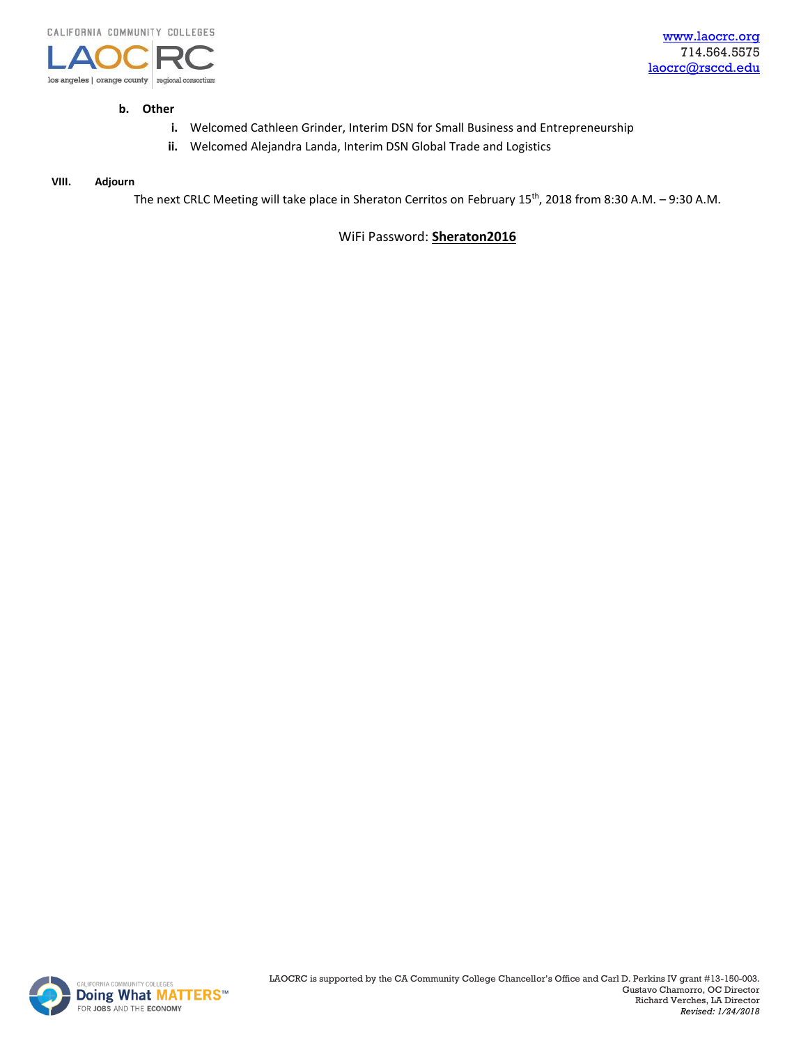**b. Other**

- **i.** Welcomed Cathleen Grinder, Interim DSN for Small Business and Entrepreneurship
- **ii.** Welcomed Alejandra Landa, Interim DSN Global Trade and Logistics

**VIII. Adjourn**

The next CRLC Meeting will take place in Sheraton Cerritos on February 15th, 2018 from 8:30 A.M. – 9:30 A.M.

WiFi Password: **Sheraton2016**